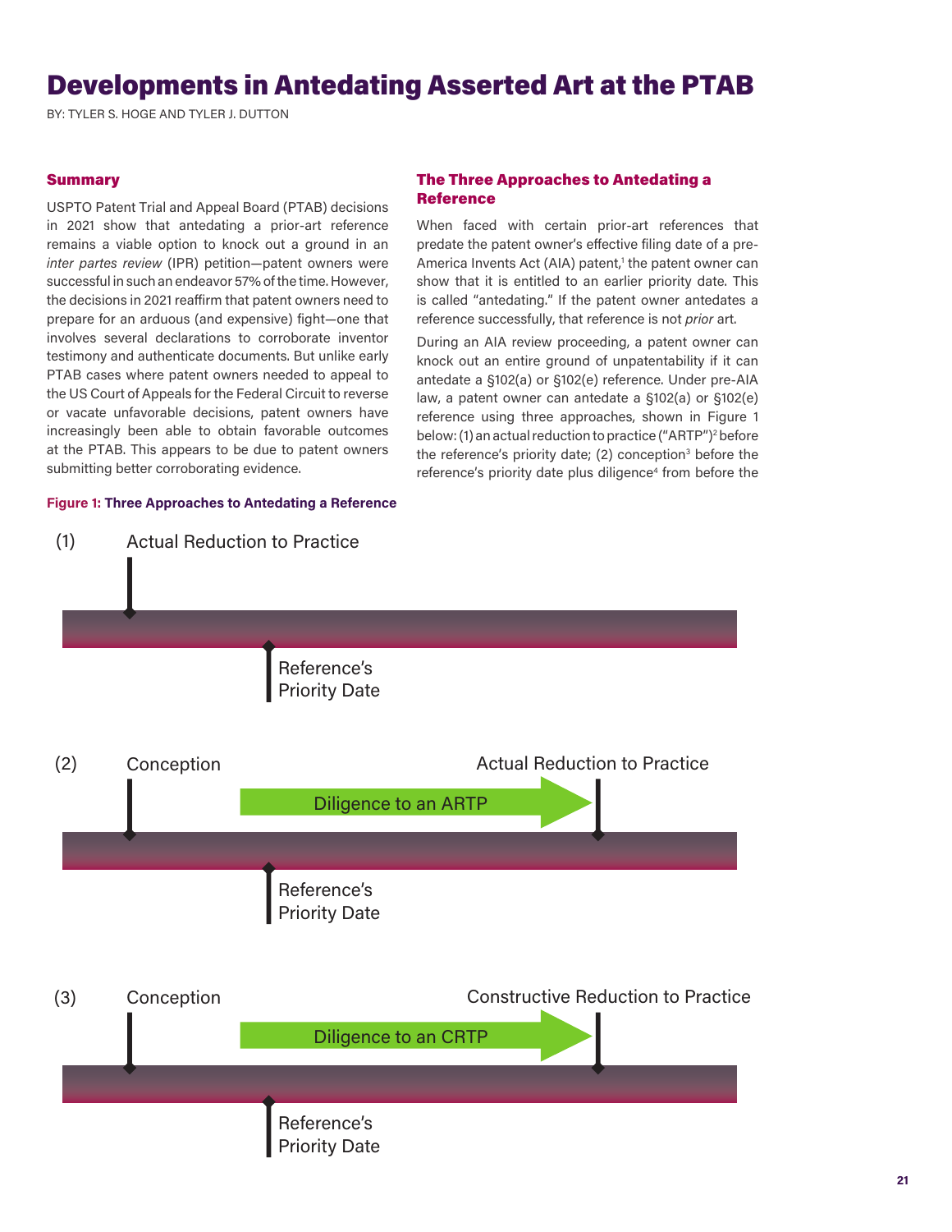# Developments in Antedating Asserted Art at the PTAB

BY: TYLER S. HOGE AND TYLER J. DUTTON

## Summary

USPTO Patent Trial and Appeal Board (PTAB) decisions in 2021 show that antedating a prior-art reference remains a viable option to knock out a ground in an *inter partes review* (IPR) petition—patent owners were successful in such an endeavor 57% of the time. However, the decisions in 2021 reaffirm that patent owners need to prepare for an arduous (and expensive) fight—one that involves several declarations to corroborate inventor testimony and authenticate documents. But unlike early PTAB cases where patent owners needed to appeal to the US Court of Appeals for the Federal Circuit to reverse or vacate unfavorable decisions, patent owners have increasingly been able to obtain favorable outcomes at the PTAB. This appears to be due to patent owners submitting better corroborating evidence.

## The Three Approaches to Antedating a Reference

When faced with certain prior-art references that predate the patent owner's effective filing date of a pre-America Invents Act (AIA) patent,[1] the patent owner can show that it is entitled to an earlier priority date. This is called "antedating." If the patent owner antedates a reference successfully, that reference is not *prior* art.

During an AIA review proceeding, a patent owner can knock out an entire ground of unpatentability if it can antedate a §102(a) or §102(e) reference. Under pre-AIA law, a patent owner can antedate a §102(a) or §102(e) reference using three approaches, shown in Figure 1 below: (1) an actual reduction to practice ("ARTP")[2] before the reference's priority date; (2) conception[3] before the reference's priority date plus diligence[4] from before the

**Figure 1: Three Approaches to Antedating a Reference**

(1) Actual Reduction to Practice — Reference's Priority Date

(2) Conception — Diligence to an ARTP — Actual Reduction to Practice — Reference's Priority Date

(3) Conception — Diligence to an CRTP — Constructive Reduction to Practice — Reference's Priority Date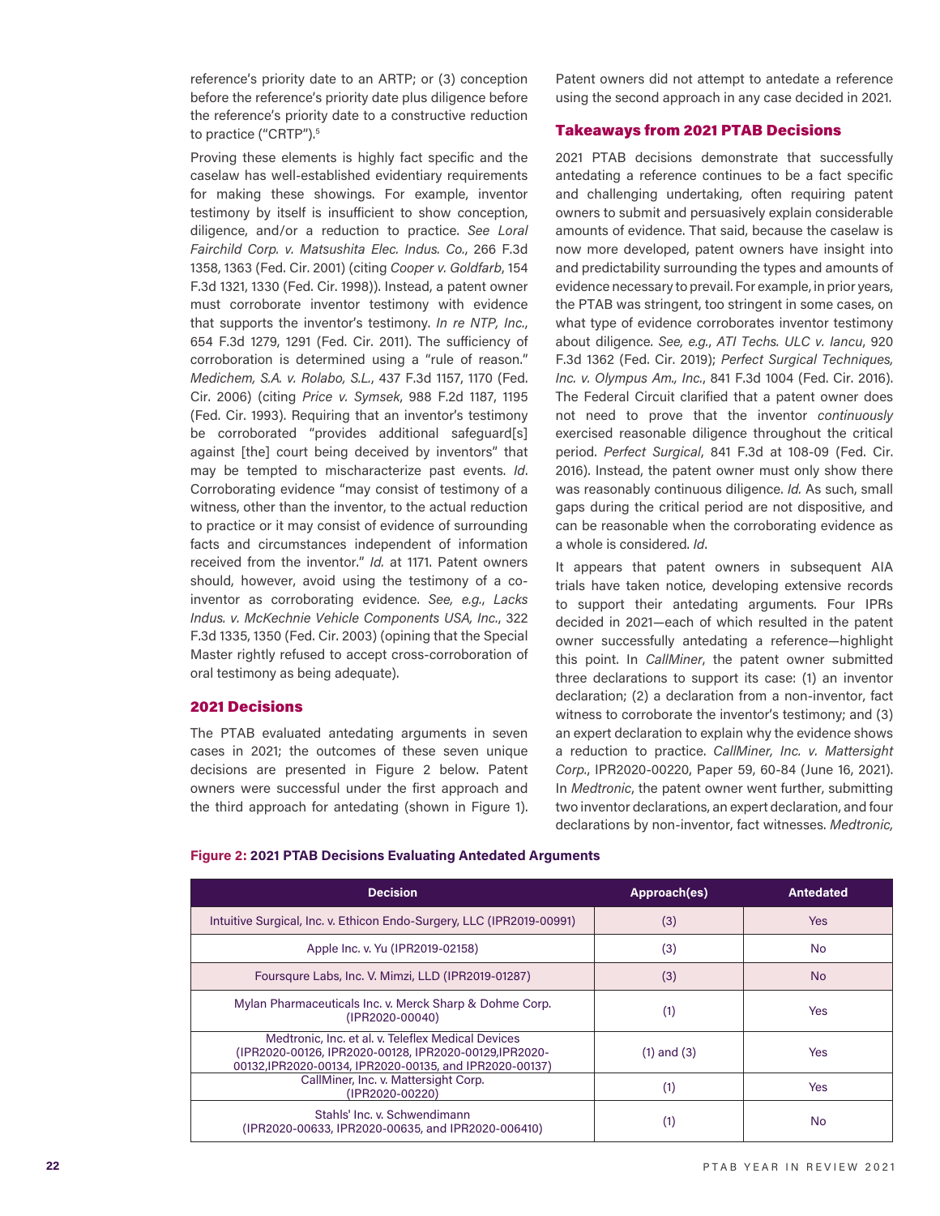reference's priority date to an ARTP; or (3) conception before the reference's priority date plus diligence before the reference's priority date to a constructive reduction to practice ("CRTP").[5]

Proving these elements is highly fact specific and the caselaw has well-established evidentiary requirements for making these showings. For example, inventor testimony by itself is insufficient to show conception, diligence, and/or a reduction to practice. *See Loral Fairchild Corp. v. Matsushita Elec. Indus. Co.*, 266 F.3d 1358, 1363 (Fed. Cir. 2001) (citing *Cooper v. Goldfarb*, 154 F.3d 1321, 1330 (Fed. Cir. 1998)). Instead, a patent owner must corroborate inventor testimony with evidence that supports the inventor's testimony. *In re NTP, Inc.*, 654 F.3d 1279, 1291 (Fed. Cir. 2011). The sufficiency of corroboration is determined using a "rule of reason." *Medichem, S.A. v. Rolabo, S.L.*, 437 F.3d 1157, 1170 (Fed. Cir. 2006) (citing *Price v. Symsek*, 988 F.2d 1187, 1195 (Fed. Cir. 1993). Requiring that an inventor's testimony be corroborated "provides additional safeguard[s] against [the] court being deceived by inventors" that may be tempted to mischaracterize past events. *Id*. Corroborating evidence "may consist of testimony of a witness, other than the inventor, to the actual reduction to practice or it may consist of evidence of surrounding facts and circumstances independent of information received from the inventor." *Id.* at 1171. Patent owners should, however, avoid using the testimony of a co-inventor as corroborating evidence. *See, e.g., Lacks Indus. v. McKechnie Vehicle Components USA, Inc.*, 322 F.3d 1335, 1350 (Fed. Cir. 2003) (opining that the Special Master rightly refused to accept cross-corroboration of oral testimony as being adequate).

## 2021 Decisions

The PTAB evaluated antedating arguments in seven cases in 2021; the outcomes of these seven unique decisions are presented in Figure 2 below. Patent owners were successful under the first approach and the third approach for antedating (shown in Figure 1). Patent owners did not attempt to antedate a reference using the second approach in any case decided in 2021.

## Takeaways from 2021 PTAB Decisions

2021 PTAB decisions demonstrate that successfully antedating a reference continues to be a fact specific and challenging undertaking, often requiring patent owners to submit and persuasively explain considerable amounts of evidence. That said, because the caselaw is now more developed, patent owners have insight into and predictability surrounding the types and amounts of evidence necessary to prevail. For example, in prior years, the PTAB was stringent, too stringent in some cases, on what type of evidence corroborates inventor testimony about diligence. *See, e.g., ATI Techs. ULC v. Iancu*, 920 F.3d 1362 (Fed. Cir. 2019); *Perfect Surgical Techniques, Inc. v. Olympus Am., Inc.*, 841 F.3d 1004 (Fed. Cir. 2016). The Federal Circuit clarified that a patent owner does not need to prove that the inventor *continuously* exercised reasonable diligence throughout the critical period. *Perfect Surgical*, 841 F.3d at 108-09 (Fed. Cir. 2016). Instead, the patent owner must only show there was reasonably continuous diligence. *Id.* As such, small gaps during the critical period are not dispositive, and can be reasonable when the corroborating evidence as a whole is considered. *Id*.

It appears that patent owners in subsequent AIA trials have taken notice, developing extensive records to support their antedating arguments. Four IPRs decided in 2021—each of which resulted in the patent owner successfully antedating a reference—highlight this point. In *CallMiner*, the patent owner submitted three declarations to support its case: (1) an inventor declaration; (2) a declaration from a non-inventor, fact witness to corroborate the inventor's testimony; and (3) an expert declaration to explain why the evidence shows a reduction to practice. *CallMiner, Inc. v. Mattersight Corp.*, IPR2020-00220, Paper 59, 60-84 (June 16, 2021). In *Medtronic*, the patent owner went further, submitting two inventor declarations, an expert declaration, and four declarations by non-inventor, fact witnesses. *Medtronic,*

**Figure 2: 2021 PTAB Decisions Evaluating Antedated Arguments**

| Decision | Approach(es) | Antedated |
|---|---|---|
| Intuitive Surgical, Inc. v. Ethicon Endo-Surgery, LLC (IPR2019-00991) | (3) | Yes |
| Apple Inc. v. Yu (IPR2019-02158) | (3) | No |
| Foursqure Labs, Inc. V. Mimzi, LLD (IPR2019-01287) | (3) | No |
| Mylan Pharmaceuticals Inc. v. Merck Sharp & Dohme Corp. (IPR2020-00040) | (1) | Yes |
| Medtronic, Inc. et al. v. Teleflex Medical Devices (IPR2020-00126, IPR2020-00128, IPR2020-00129,IPR2020-00132,IPR2020-00134, IPR2020-00135, and IPR2020-00137) | (1) and (3) | Yes |
| CallMiner, Inc. v. Mattersight Corp. (IPR2020-00220) | (1) | Yes |
| Stahls' Inc. v. Schwendimann (IPR2020-00633, IPR2020-00635, and IPR2020-006410) | (1) | No |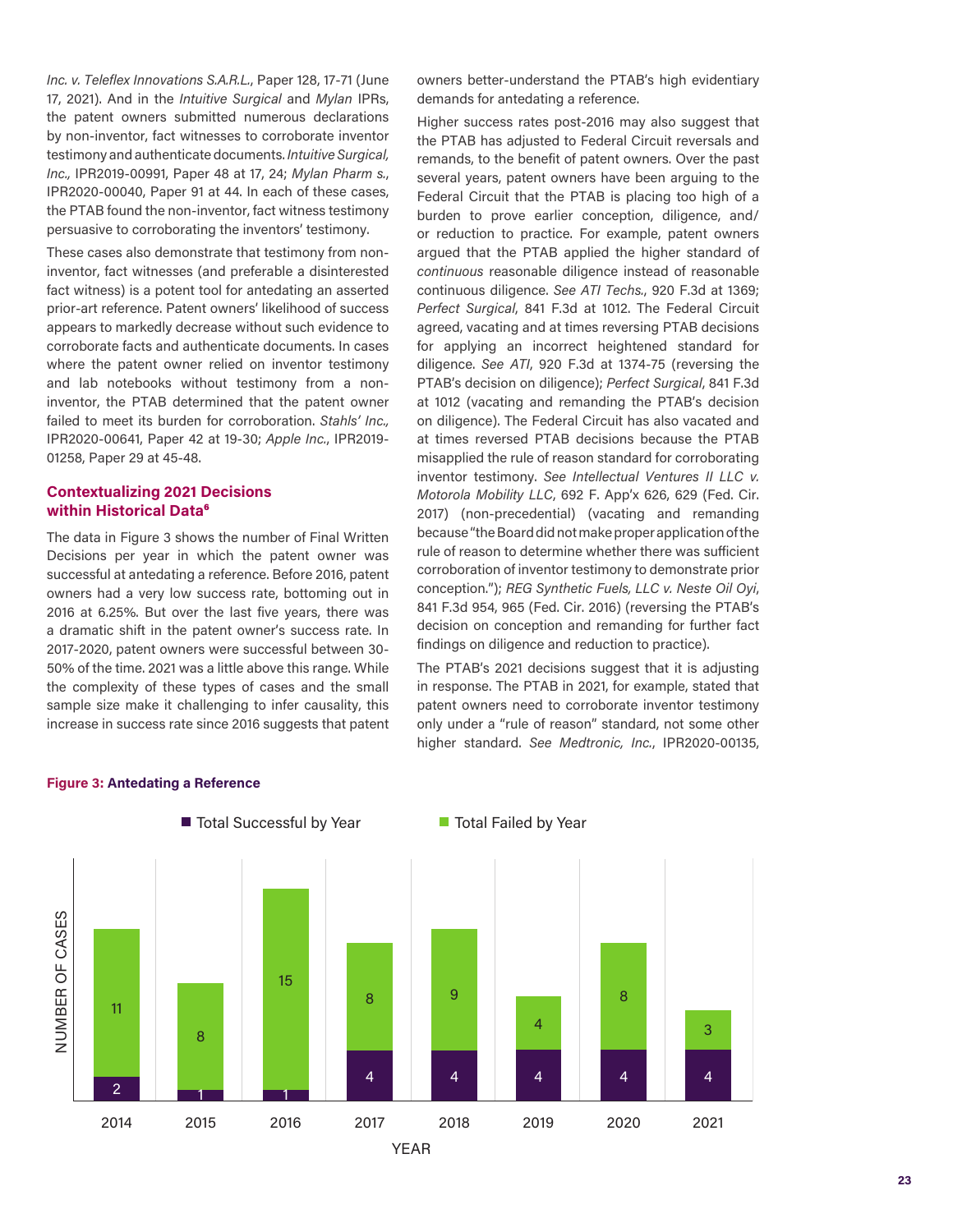*Inc. v. Teleflex Innovations S.A.R.L.*, Paper 128, 17-71 (June 17, 2021). And in the *Intuitive Surgical* and *Mylan* IPRs, the patent owners submitted numerous declarations by non-inventor, fact witnesses to corroborate inventor testimony and authenticate documents. *Intuitive Surgical, Inc.*, IPR2019-00991, Paper 48 at 17, 24; *Mylan Pharm s.*, IPR2020-00040, Paper 91 at 44. In each of these cases, the PTAB found the non-inventor, fact witness testimony persuasive to corroborating the inventors' testimony.

These cases also demonstrate that testimony from non-inventor, fact witnesses (and preferable a disinterested fact witness) is a potent tool for antedating an asserted prior-art reference. Patent owners' likelihood of success appears to markedly decrease without such evidence to corroborate facts and authenticate documents. In cases where the patent owner relied on inventor testimony and lab notebooks without testimony from a non-inventor, the PTAB determined that the patent owner failed to meet its burden for corroboration. *Stahls' Inc.*, IPR2020-00641, Paper 42 at 19-30; *Apple Inc.*, IPR2019-01258, Paper 29 at 45-48.

### Contextualizing 2021 Decisions within Historical Data[6]

The data in Figure 3 shows the number of Final Written Decisions per year in which the patent owner was successful at antedating a reference. Before 2016, patent owners had a very low success rate, bottoming out in 2016 at 6.25%. But over the last five years, there was a dramatic shift in the patent owner's success rate. In 2017-2020, patent owners were successful between 30-50% of the time. 2021 was a little above this range. While the complexity of these types of cases and the small sample size make it challenging to infer causality, this increase in success rate since 2016 suggests that patent owners better-understand the PTAB's high evidentiary demands for antedating a reference.

Higher success rates post-2016 may also suggest that the PTAB has adjusted to Federal Circuit reversals and remands, to the benefit of patent owners. Over the past several years, patent owners have been arguing to the Federal Circuit that the PTAB is placing too high of a burden to prove earlier conception, diligence, and/or reduction to practice. For example, patent owners argued that the PTAB applied the higher standard of *continuous* reasonable diligence instead of reasonable continuous diligence. *See ATI Techs.*, 920 F.3d at 1369; *Perfect Surgical*, 841 F.3d at 1012. The Federal Circuit agreed, vacating and at times reversing PTAB decisions for applying an incorrect heightened standard for diligence. *See ATI*, 920 F.3d at 1374-75 (reversing the PTAB's decision on diligence); *Perfect Surgical*, 841 F.3d at 1012 (vacating and remanding the PTAB's decision on diligence). The Federal Circuit has also vacated and at times reversed PTAB decisions because the PTAB misapplied the rule of reason standard for corroborating inventor testimony. *See Intellectual Ventures II LLC v. Motorola Mobility LLC*, 692 F. App'x 626, 629 (Fed. Cir. 2017) (non-precedential) (vacating and remanding because "the Board did not make proper application of the rule of reason to determine whether there was sufficient corroboration of inventor testimony to demonstrate prior conception."); *REG Synthetic Fuels, LLC v. Neste Oil Oyi*, 841 F.3d 954, 965 (Fed. Cir. 2016) (reversing the PTAB's decision on conception and remanding for further fact findings on diligence and reduction to practice).

The PTAB's 2021 decisions suggest that it is adjusting in response. The PTAB in 2021, for example, stated that patent owners need to corroborate inventor testimony only under a "rule of reason" standard, not some other higher standard. *See Medtronic, Inc.*, IPR2020-00135,

**Figure 3: Antedating a Reference**

| Year | Total Successful by Year | Total Failed by Year |
|---|---|---|
| 2014 | 2 | 11 |
| 2015 | 1 | 8 |
| 2016 | 1 | 15 |
| 2017 | 4 | 8 |
| 2018 | 4 | 9 |
| 2019 | 4 | 4 |
| 2020 | 4 | 8 |
| 2021 | 4 | 3 |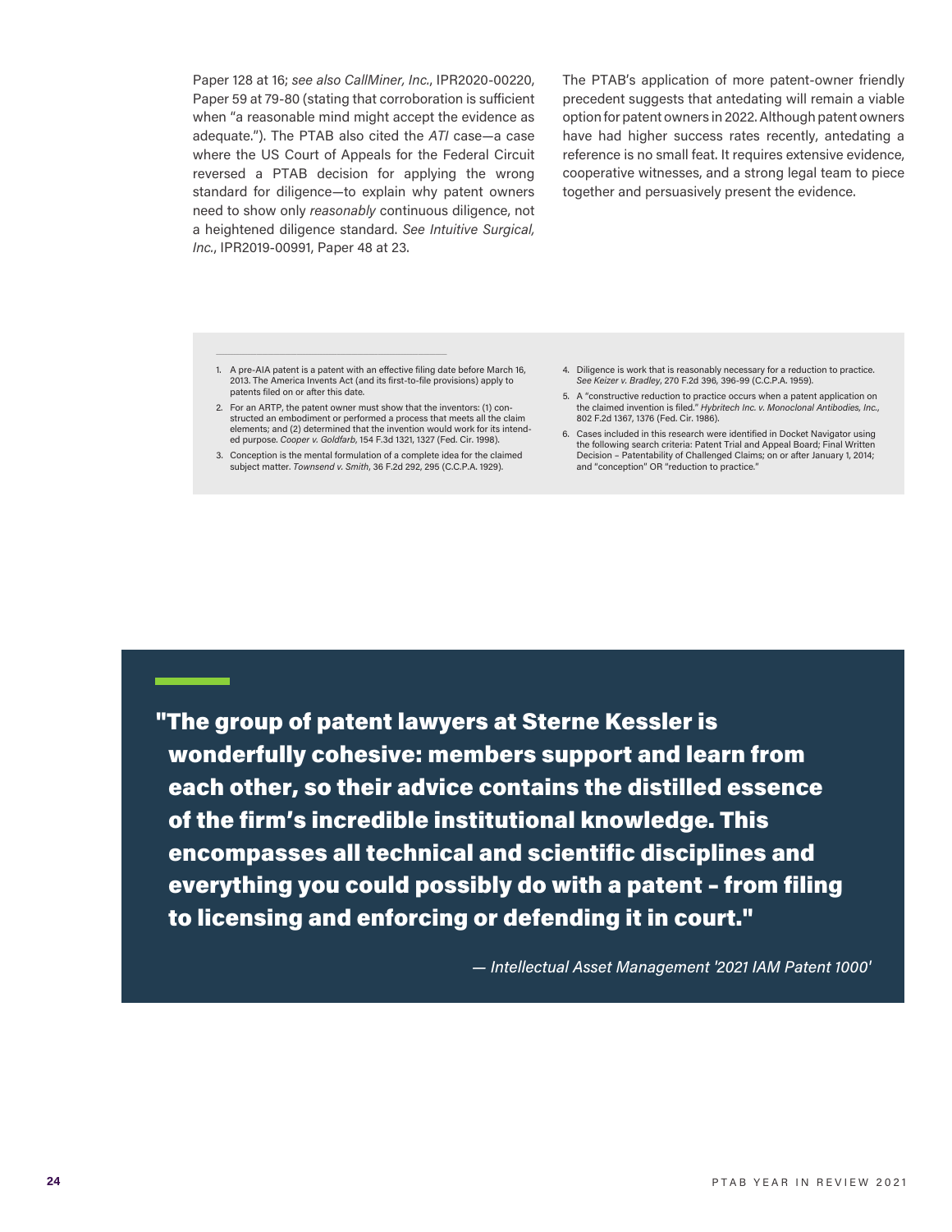Paper 128 at 16; *see also CallMiner, Inc.*, IPR2020-00220, Paper 59 at 79-80 (stating that corroboration is sufficient when "a reasonable mind might accept the evidence as adequate."). The PTAB also cited the *ATI* case—a case where the US Court of Appeals for the Federal Circuit reversed a PTAB decision for applying the wrong standard for diligence—to explain why patent owners need to show only *reasonably* continuous diligence, not a heightened diligence standard. *See Intuitive Surgical, Inc.*, IPR2019-00991, Paper 48 at 23.

The PTAB's application of more patent-owner friendly precedent suggests that antedating will remain a viable option for patent owners in 2022. Although patent owners have had higher success rates recently, antedating a reference is no small feat. It requires extensive evidence, cooperative witnesses, and a strong legal team to piece together and persuasively present the evidence.

---

1. A pre-AIA patent is a patent with an effective filing date before March 16, 2013. The America Invents Act (and its first-to-file provisions) apply to patents filed on or after this date.
2. For an ARTP, the patent owner must show that the inventors: (1) constructed an embodiment or performed a process that meets all the claim elements; and (2) determined that the invention would work for its intended purpose. *Cooper v. Goldfarb*, 154 F.3d 1321, 1327 (Fed. Cir. 1998).
3. Conception is the mental formulation of a complete idea for the claimed subject matter. *Townsend v. Smith*, 36 F.2d 292, 295 (C.C.P.A. 1929).
4. Diligence is work that is reasonably necessary for a reduction to practice. *See Keizer v. Bradley*, 270 F.2d 396, 396-99 (C.C.P.A. 1959).
5. A "constructive reduction to practice occurs when a patent application on the claimed invention is filed." *Hybritech Inc. v. Monoclonal Antibodies, Inc.*, 802 F.2d 1367, 1376 (Fed. Cir. 1986).
6. Cases included in this research were identified in Docket Navigator using the following search criteria: Patent Trial and Appeal Board; Final Written Decision – Patentability of Challenged Claims; on or after January 1, 2014; and "conception" OR "reduction to practice."

**"The group of patent lawyers at Sterne Kessler is wonderfully cohesive: members support and learn from each other, so their advice contains the distilled essence of the firm's incredible institutional knowledge. This encompasses all technical and scientific disciplines and everything you could possibly do with a patent – from filing to licensing and enforcing or defending it in court."**

*— Intellectual Asset Management '2021 IAM Patent 1000'*